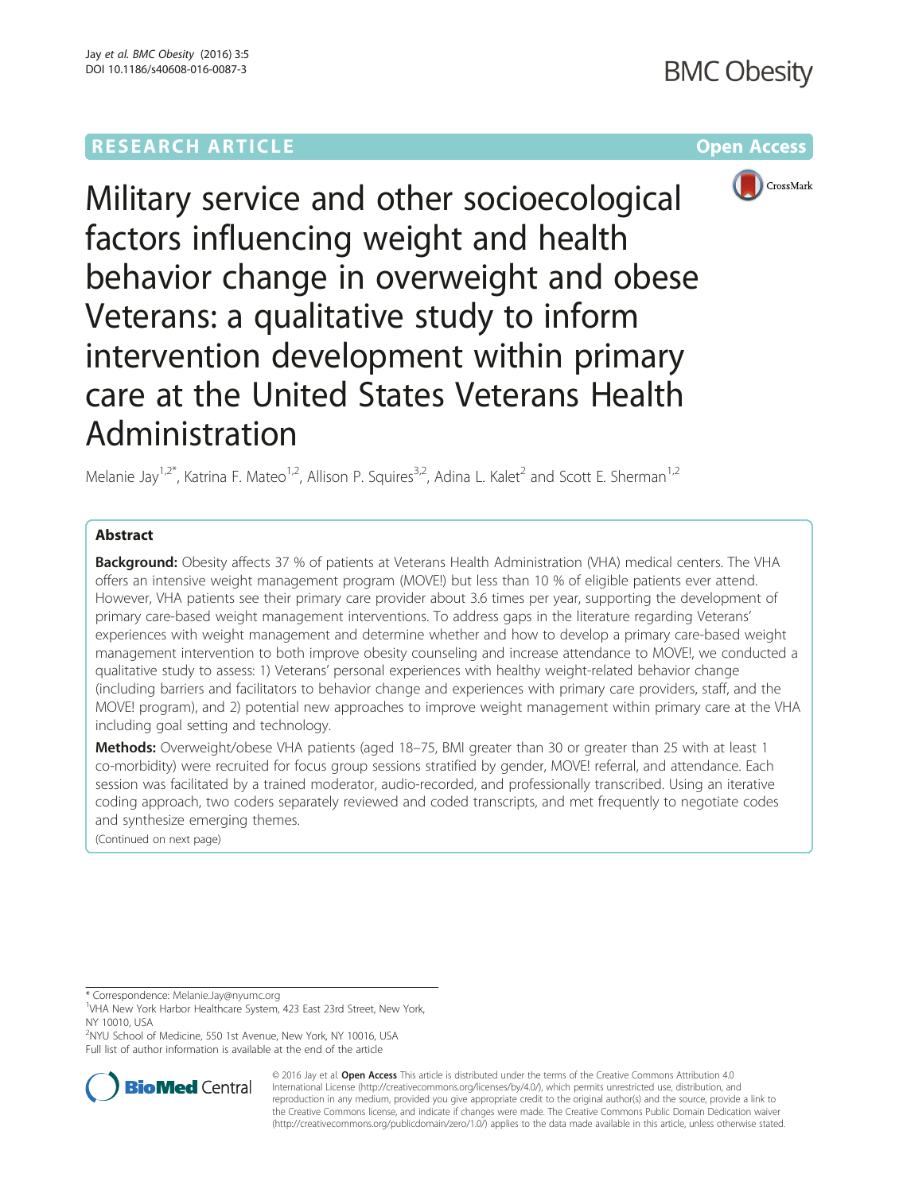RESEARCH ARTICLE

Open Access

# Military service and other socioecological factors influencing weight and health behavior change in overweight and obese Veterans: a qualitative study to inform intervention development within primary care at the United States Veterans Health Administration

Melanie Jay[1,2*], Katrina F. Mateo[1,2], Allison P. Squires[3,2], Adina L. Kalet[2] and Scott E. Sherman[1,2]

## Abstract

**Background:** Obesity affects 37 % of patients at Veterans Health Administration (VHA) medical centers. The VHA offers an intensive weight management program (MOVE!) but less than 10 % of eligible patients ever attend. However, VHA patients see their primary care provider about 3.6 times per year, supporting the development of primary care-based weight management interventions. To address gaps in the literature regarding Veterans' experiences with weight management and determine whether and how to develop a primary care-based weight management intervention to both improve obesity counseling and increase attendance to MOVE!, we conducted a qualitative study to assess: 1) Veterans' personal experiences with healthy weight-related behavior change (including barriers and facilitators to behavior change and experiences with primary care providers, staff, and the MOVE! program), and 2) potential new approaches to improve weight management within primary care at the VHA including goal setting and technology.

**Methods:** Overweight/obese VHA patients (aged 18–75, BMI greater than 30 or greater than 25 with at least 1 co-morbidity) were recruited for focus group sessions stratified by gender, MOVE! referral, and attendance. Each session was facilitated by a trained moderator, audio-recorded, and professionally transcribed. Using an iterative coding approach, two coders separately reviewed and coded transcripts, and met frequently to negotiate codes and synthesize emerging themes.

(Continued on next page)

* Correspondence: Melanie.Jay@nyumc.org
[1]VHA New York Harbor Healthcare System, 423 East 23rd Street, New York, NY 10010, USA
[2]NYU School of Medicine, 550 1st Avenue, New York, NY 10016, USA
Full list of author information is available at the end of the article

© 2016 Jay et al. **Open Access** This article is distributed under the terms of the Creative Commons Attribution 4.0 International License (http://creativecommons.org/licenses/by/4.0/), which permits unrestricted use, distribution, and reproduction in any medium, provided you give appropriate credit to the original author(s) and the source, provide a link to the Creative Commons license, and indicate if changes were made. The Creative Commons Public Domain Dedication waiver (http://creativecommons.org/publicdomain/zero/1.0/) applies to the data made available in this article, unless otherwise stated.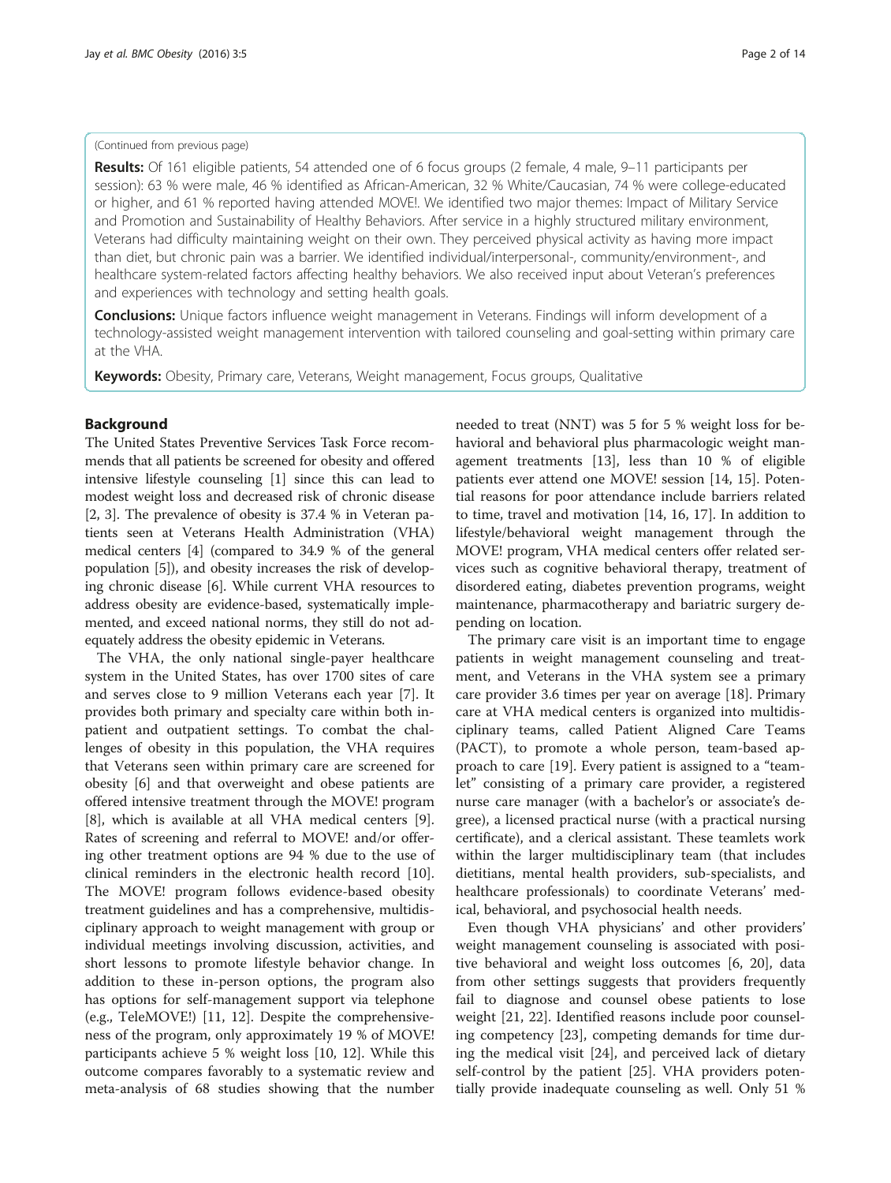(Continued from previous page)

**Results:** Of 161 eligible patients, 54 attended one of 6 focus groups (2 female, 4 male, 9–11 participants per session): 63 % were male, 46 % identified as African-American, 32 % White/Caucasian, 74 % were college-educated or higher, and 61 % reported having attended MOVE!. We identified two major themes: Impact of Military Service and Promotion and Sustainability of Healthy Behaviors. After service in a highly structured military environment, Veterans had difficulty maintaining weight on their own. They perceived physical activity as having more impact than diet, but chronic pain was a barrier. We identified individual/interpersonal-, community/environment-, and healthcare system-related factors affecting healthy behaviors. We also received input about Veteran's preferences and experiences with technology and setting health goals.

**Conclusions:** Unique factors influence weight management in Veterans. Findings will inform development of a technology-assisted weight management intervention with tailored counseling and goal-setting within primary care at the VHA.

**Keywords:** Obesity, Primary care, Veterans, Weight management, Focus groups, Qualitative

## Background

The United States Preventive Services Task Force recommends that all patients be screened for obesity and offered intensive lifestyle counseling [1] since this can lead to modest weight loss and decreased risk of chronic disease [2, 3]. The prevalence of obesity is 37.4 % in Veteran patients seen at Veterans Health Administration (VHA) medical centers [4] (compared to 34.9 % of the general population [5]), and obesity increases the risk of developing chronic disease [6]. While current VHA resources to address obesity are evidence-based, systematically implemented, and exceed national norms, they still do not adequately address the obesity epidemic in Veterans.

The VHA, the only national single-payer healthcare system in the United States, has over 1700 sites of care and serves close to 9 million Veterans each year [7]. It provides both primary and specialty care within both inpatient and outpatient settings. To combat the challenges of obesity in this population, the VHA requires that Veterans seen within primary care are screened for obesity [6] and that overweight and obese patients are offered intensive treatment through the MOVE! program [8], which is available at all VHA medical centers [9]. Rates of screening and referral to MOVE! and/or offering other treatment options are 94 % due to the use of clinical reminders in the electronic health record [10]. The MOVE! program follows evidence-based obesity treatment guidelines and has a comprehensive, multidisciplinary approach to weight management with group or individual meetings involving discussion, activities, and short lessons to promote lifestyle behavior change. In addition to these in-person options, the program also has options for self-management support via telephone (e.g., TeleMOVE!) [11, 12]. Despite the comprehensiveness of the program, only approximately 19 % of MOVE! participants achieve 5 % weight loss [10, 12]. While this outcome compares favorably to a systematic review and meta-analysis of 68 studies showing that the number needed to treat (NNT) was 5 for 5 % weight loss for behavioral and behavioral plus pharmacologic weight management treatments [13], less than 10 % of eligible patients ever attend one MOVE! session [14, 15]. Potential reasons for poor attendance include barriers related to time, travel and motivation [14, 16, 17]. In addition to lifestyle/behavioral weight management through the MOVE! program, VHA medical centers offer related services such as cognitive behavioral therapy, treatment of disordered eating, diabetes prevention programs, weight maintenance, pharmacotherapy and bariatric surgery depending on location.

The primary care visit is an important time to engage patients in weight management counseling and treatment, and Veterans in the VHA system see a primary care provider 3.6 times per year on average [18]. Primary care at VHA medical centers is organized into multidisciplinary teams, called Patient Aligned Care Teams (PACT), to promote a whole person, team-based approach to care [19]. Every patient is assigned to a "teamlet" consisting of a primary care provider, a registered nurse care manager (with a bachelor's or associate's degree), a licensed practical nurse (with a practical nursing certificate), and a clerical assistant. These teamlets work within the larger multidisciplinary team (that includes dietitians, mental health providers, sub-specialists, and healthcare professionals) to coordinate Veterans' medical, behavioral, and psychosocial health needs.

Even though VHA physicians' and other providers' weight management counseling is associated with positive behavioral and weight loss outcomes [6, 20], data from other settings suggests that providers frequently fail to diagnose and counsel obese patients to lose weight [21, 22]. Identified reasons include poor counseling competency [23], competing demands for time during the medical visit [24], and perceived lack of dietary self-control by the patient [25]. VHA providers potentially provide inadequate counseling as well. Only 51 %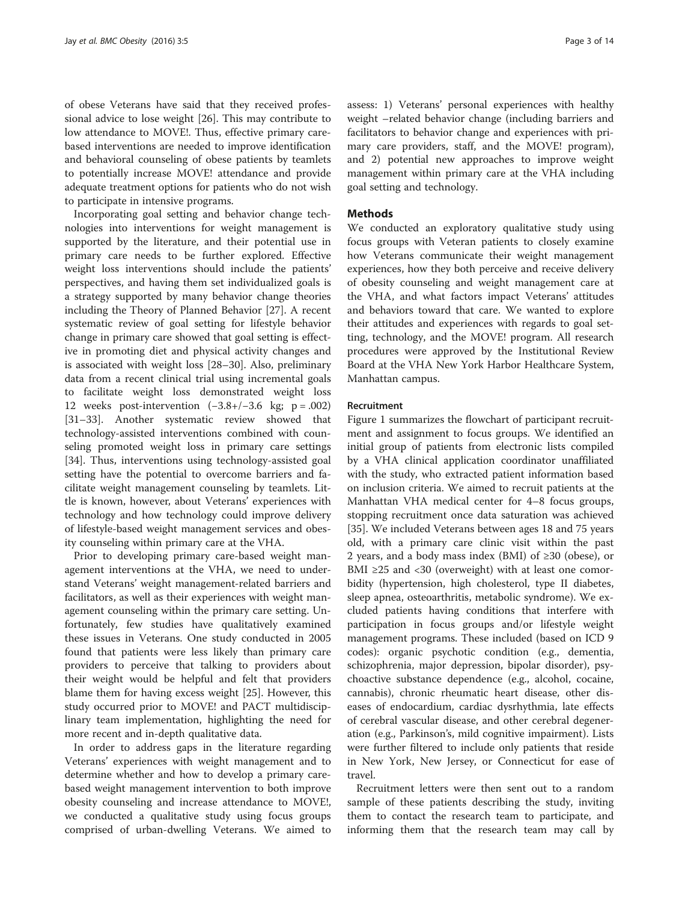of obese Veterans have said that they received professional advice to lose weight [26]. This may contribute to low attendance to MOVE!. Thus, effective primary care-based interventions are needed to improve identification and behavioral counseling of obese patients by teamlets to potentially increase MOVE! attendance and provide adequate treatment options for patients who do not wish to participate in intensive programs.

Incorporating goal setting and behavior change technologies into interventions for weight management is supported by the literature, and their potential use in primary care needs to be further explored. Effective weight loss interventions should include the patients' perspectives, and having them set individualized goals is a strategy supported by many behavior change theories including the Theory of Planned Behavior [27]. A recent systematic review of goal setting for lifestyle behavior change in primary care showed that goal setting is effective in promoting diet and physical activity changes and is associated with weight loss [28–30]. Also, preliminary data from a recent clinical trial using incremental goals to facilitate weight loss demonstrated weight loss 12 weeks post-intervention (−3.8+/−3.6 kg; p = .002) [31–33]. Another systematic review showed that technology-assisted interventions combined with counseling promoted weight loss in primary care settings [34]. Thus, interventions using technology-assisted goal setting have the potential to overcome barriers and facilitate weight management counseling by teamlets. Little is known, however, about Veterans' experiences with technology and how technology could improve delivery of lifestyle-based weight management services and obesity counseling within primary care at the VHA.

Prior to developing primary care-based weight management interventions at the VHA, we need to understand Veterans' weight management-related barriers and facilitators, as well as their experiences with weight management counseling within the primary care setting. Unfortunately, few studies have qualitatively examined these issues in Veterans. One study conducted in 2005 found that patients were less likely than primary care providers to perceive that talking to providers about their weight would be helpful and felt that providers blame them for having excess weight [25]. However, this study occurred prior to MOVE! and PACT multidisciplinary team implementation, highlighting the need for more recent and in-depth qualitative data.

In order to address gaps in the literature regarding Veterans' experiences with weight management and to determine whether and how to develop a primary care-based weight management intervention to both improve obesity counseling and increase attendance to MOVE!, we conducted a qualitative study using focus groups comprised of urban-dwelling Veterans. We aimed to assess: 1) Veterans' personal experiences with healthy weight –related behavior change (including barriers and facilitators to behavior change and experiences with primary care providers, staff, and the MOVE! program), and 2) potential new approaches to improve weight management within primary care at the VHA including goal setting and technology.

## Methods

We conducted an exploratory qualitative study using focus groups with Veteran patients to closely examine how Veterans communicate their weight management experiences, how they both perceive and receive delivery of obesity counseling and weight management care at the VHA, and what factors impact Veterans' attitudes and behaviors toward that care. We wanted to explore their attitudes and experiences with regards to goal setting, technology, and the MOVE! program. All research procedures were approved by the Institutional Review Board at the VHA New York Harbor Healthcare System, Manhattan campus.

### Recruitment

Figure 1 summarizes the flowchart of participant recruitment and assignment to focus groups. We identified an initial group of patients from electronic lists compiled by a VHA clinical application coordinator unaffiliated with the study, who extracted patient information based on inclusion criteria. We aimed to recruit patients at the Manhattan VHA medical center for 4–8 focus groups, stopping recruitment once data saturation was achieved [35]. We included Veterans between ages 18 and 75 years old, with a primary care clinic visit within the past 2 years, and a body mass index (BMI) of ≥30 (obese), or BMI ≥25 and <30 (overweight) with at least one comorbidity (hypertension, high cholesterol, type II diabetes, sleep apnea, osteoarthritis, metabolic syndrome). We excluded patients having conditions that interfere with participation in focus groups and/or lifestyle weight management programs. These included (based on ICD 9 codes): organic psychotic condition (e.g., dementia, schizophrenia, major depression, bipolar disorder), psychoactive substance dependence (e.g., alcohol, cocaine, cannabis), chronic rheumatic heart disease, other diseases of endocardium, cardiac dysrhythmia, late effects of cerebral vascular disease, and other cerebral degeneration (e.g., Parkinson's, mild cognitive impairment). Lists were further filtered to include only patients that reside in New York, New Jersey, or Connecticut for ease of travel.

Recruitment letters were then sent out to a random sample of these patients describing the study, inviting them to contact the research team to participate, and informing them that the research team may call by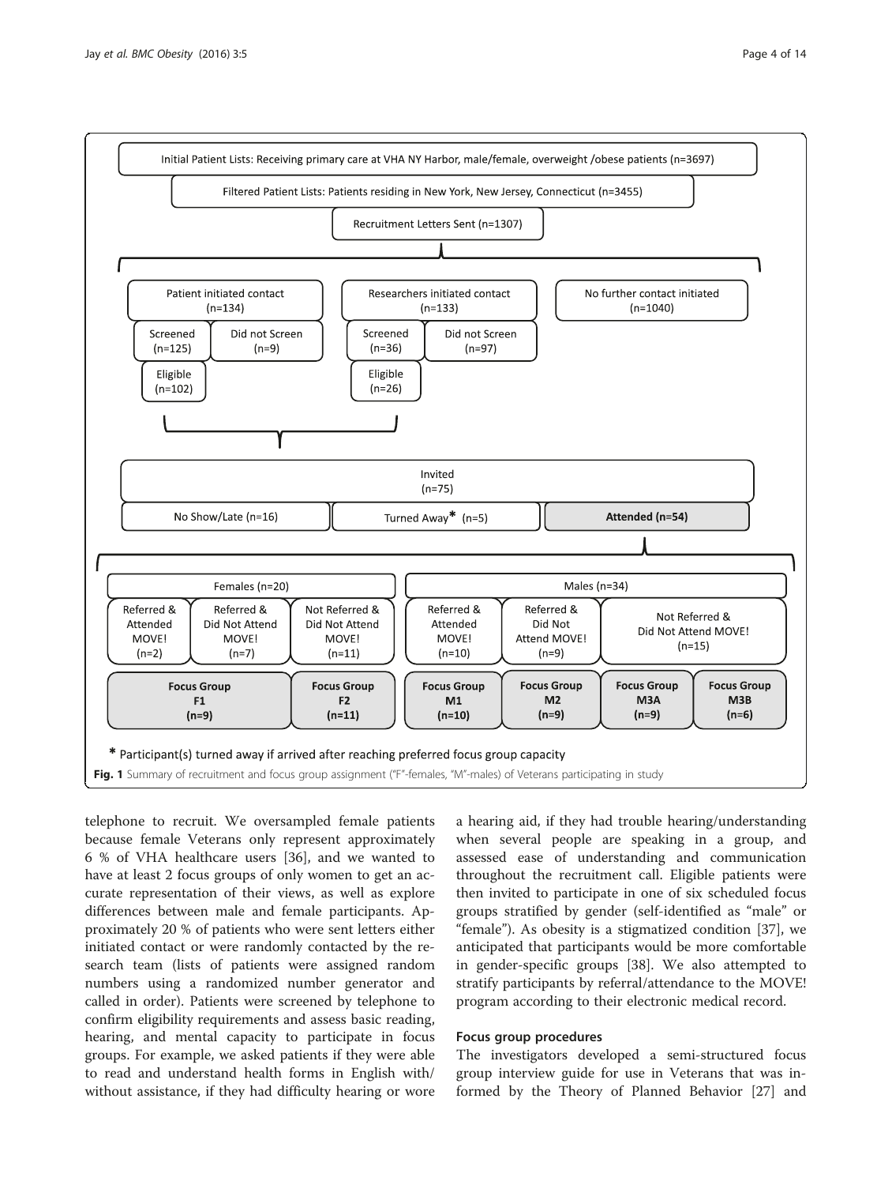Initial Patient Lists: Receiving primary care at VHA NY Harbor, male/female, overweight /obese patients (n=3697)

Filtered Patient Lists: Patients residing in New York, New Jersey, Connecticut (n=3455)

Recruitment Letters Sent (n=1307)

Patient initiated contact (n=134)
- Screened (n=125)
  - Eligible (n=102)
- Did not Screen (n=9)

Researchers initiated contact (n=133)
- Screened (n=36)
  - Eligible (n=26)
- Did not Screen (n=97)

No further contact initiated (n=1040)

Invited (n=75)
- No Show/Late (n=16)
- Turned Away* (n=5)
- Attended (n=54)

Females (n=20)
- Referred & Attended MOVE! (n=2)
- Referred & Did Not Attend MOVE! (n=7)
- Not Referred & Did Not Attend MOVE! (n=11)
- Focus Group F1 (n=9)
- Focus Group F2 (n=11)

Males (n=34)
- Referred & Attended MOVE! (n=10)
- Referred & Did Not Attend MOVE! (n=9)
- Not Referred & Did Not Attend MOVE! (n=15)
- Focus Group M1 (n=10)
- Focus Group M2 (n=9)
- Focus Group M3A (n=9)
- Focus Group M3B (n=6)

* Participant(s) turned away if arrived after reaching preferred focus group capacity

**Fig. 1** Summary of recruitment and focus group assignment ("F"-females, "M"-males) of Veterans participating in study

telephone to recruit. We oversampled female patients because female Veterans only represent approximately 6 % of VHA healthcare users [36], and we wanted to have at least 2 focus groups of only women to get an accurate representation of their views, as well as explore differences between male and female participants. Approximately 20 % of patients who were sent letters either initiated contact or were randomly contacted by the research team (lists of patients were assigned random numbers using a randomized number generator and called in order). Patients were screened by telephone to confirm eligibility requirements and assess basic reading, hearing, and mental capacity to participate in focus groups. For example, we asked patients if they were able to read and understand health forms in English with/without assistance, if they had difficulty hearing or wore a hearing aid, if they had trouble hearing/understanding when several people are speaking in a group, and assessed ease of understanding and communication throughout the recruitment call. Eligible patients were then invited to participate in one of six scheduled focus groups stratified by gender (self-identified as "male" or "female"). As obesity is a stigmatized condition [37], we anticipated that participants would be more comfortable in gender-specific groups [38]. We also attempted to stratify participants by referral/attendance to the MOVE! program according to their electronic medical record.

### Focus group procedures

The investigators developed a semi-structured focus group interview guide for use in Veterans that was informed by the Theory of Planned Behavior [27] and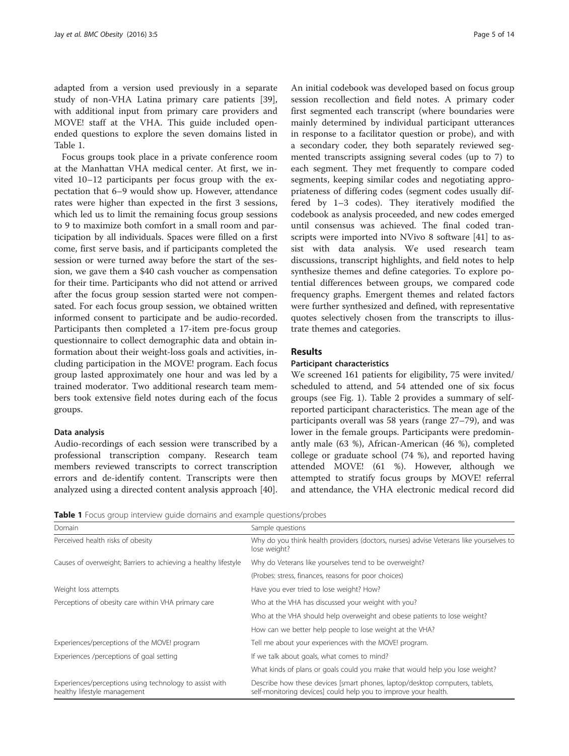adapted from a version used previously in a separate study of non-VHA Latina primary care patients [39], with additional input from primary care providers and MOVE! staff at the VHA. This guide included open-ended questions to explore the seven domains listed in Table 1.

Focus groups took place in a private conference room at the Manhattan VHA medical center. At first, we invited 10–12 participants per focus group with the expectation that 6–9 would show up. However, attendance rates were higher than expected in the first 3 sessions, which led us to limit the remaining focus group sessions to 9 to maximize both comfort in a small room and participation by all individuals. Spaces were filled on a first come, first serve basis, and if participants completed the session or were turned away before the start of the session, we gave them a $40 cash voucher as compensation for their time. Participants who did not attend or arrived after the focus group session started were not compensated. For each focus group session, we obtained written informed consent to participate and be audio-recorded. Participants then completed a 17-item pre-focus group questionnaire to collect demographic data and obtain information about their weight-loss goals and activities, including participation in the MOVE! program. Each focus group lasted approximately one hour and was led by a trained moderator. Two additional research team members took extensive field notes during each of the focus groups.

#### Data analysis

Audio-recordings of each session were transcribed by a professional transcription company. Research team members reviewed transcripts to correct transcription errors and de-identify content. Transcripts were then analyzed using a directed content analysis approach [40]. An initial codebook was developed based on focus group session recollection and field notes. A primary coder first segmented each transcript (where boundaries were mainly determined by individual participant utterances in response to a facilitator question or probe), and with a secondary coder, they both separately reviewed segmented transcripts assigning several codes (up to 7) to each segment. They met frequently to compare coded segments, keeping similar codes and negotiating appropriateness of differing codes (segment codes usually differed by 1–3 codes). They iteratively modified the codebook as analysis proceeded, and new codes emerged until consensus was achieved. The final coded transcripts were imported into NVivo 8 software [41] to assist with data analysis. We used research team discussions, transcript highlights, and field notes to help synthesize themes and define categories. To explore potential differences between groups, we compared code frequency graphs. Emergent themes and related factors were further synthesized and defined, with representative quotes selectively chosen from the transcripts to illustrate themes and categories.

## Results

#### Participant characteristics

We screened 161 patients for eligibility, 75 were invited/scheduled to attend, and 54 attended one of six focus groups (see Fig. 1). Table 2 provides a summary of self-reported participant characteristics. The mean age of the participants overall was 58 years (range 27–79), and was lower in the female groups. Participants were predominantly male (63 %), African-American (46 %), completed college or graduate school (74 %), and reported having attended MOVE! (61 %). However, although we attempted to stratify focus groups by MOVE! referral and attendance, the VHA electronic medical record did

**Table 1** Focus group interview guide domains and example questions/probes

| Domain | Sample questions |
| --- | --- |
| Perceived health risks of obesity | Why do you think health providers (doctors, nurses) advise Veterans like yourselves to lose weight? |
| Causes of overweight; Barriers to achieving a healthy lifestyle | Why do Veterans like yourselves tend to be overweight? |
| | (Probes: stress, finances, reasons for poor choices) |
| Weight loss attempts | Have you ever tried to lose weight? How? |
| Perceptions of obesity care within VHA primary care | Who at the VHA has discussed your weight with you? |
| | Who at the VHA should help overweight and obese patients to lose weight? |
| | How can we better help people to lose weight at the VHA? |
| Experiences/perceptions of the MOVE! program | Tell me about your experiences with the MOVE! program. |
| Experiences /perceptions of goal setting | If we talk about goals, what comes to mind? |
| | What kinds of plans or goals could you make that would help you lose weight? |
| Experiences/perceptions using technology to assist with healthy lifestyle management | Describe how these devices [smart phones, laptop/desktop computers, tablets, self-monitoring devices] could help you to improve your health. |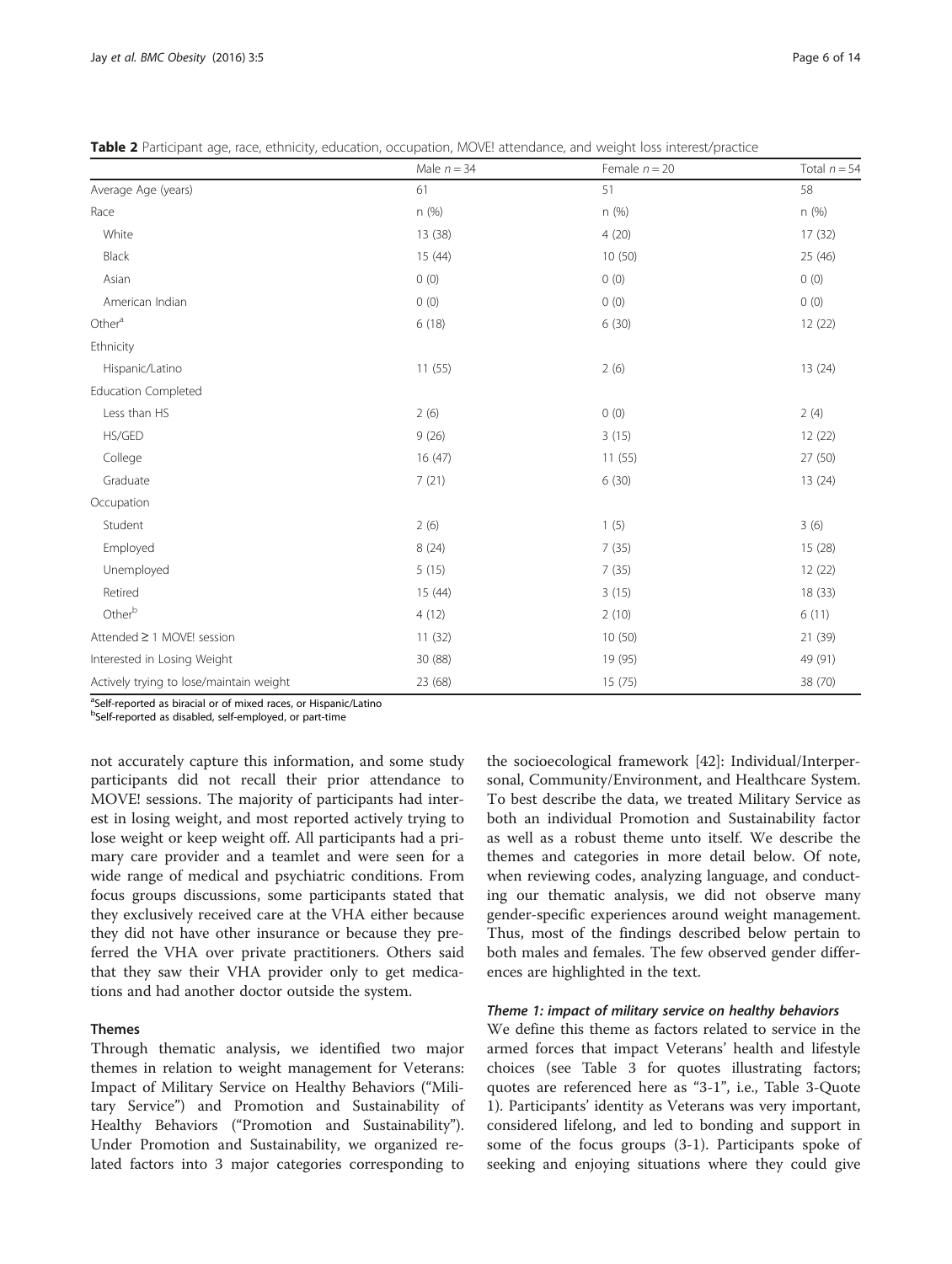**Table 2** Participant age, race, ethnicity, education, occupation, MOVE! attendance, and weight loss interest/practice

| | Male $n = 34$ | Female $n = 20$ | Total $n = 54$ |
|---|---|---|---|
| Average Age (years) | 61 | 51 | 58 |
| Race | n (%) | n (%) | n (%) |
| White | 13 (38) | 4 (20) | 17 (32) |
| Black | 15 (44) | 10 (50) | 25 (46) |
| Asian | 0 (0) | 0 (0) | 0 (0) |
| American Indian | 0 (0) | 0 (0) | 0 (0) |
| Other[a] | 6 (18) | 6 (30) | 12 (22) |
| Ethnicity | | | |
| Hispanic/Latino | 11 (55) | 2 (6) | 13 (24) |
| Education Completed | | | |
| Less than HS | 2 (6) | 0 (0) | 2 (4) |
| HS/GED | 9 (26) | 3 (15) | 12 (22) |
| College | 16 (47) | 11 (55) | 27 (50) |
| Graduate | 7 (21) | 6 (30) | 13 (24) |
| Occupation | | | |
| Student | 2 (6) | 1 (5) | 3 (6) |
| Employed | 8 (24) | 7 (35) | 15 (28) |
| Unemployed | 5 (15) | 7 (35) | 12 (22) |
| Retired | 15 (44) | 3 (15) | 18 (33) |
| Other[b] | 4 (12) | 2 (10) | 6 (11) |
| Attended ≥ 1 MOVE! session | 11 (32) | 10 (50) | 21 (39) |
| Interested in Losing Weight | 30 (88) | 19 (95) | 49 (91) |
| Actively trying to lose/maintain weight | 23 (68) | 15 (75) | 38 (70) |

[a]Self-reported as biracial or of mixed races, or Hispanic/Latino
[b]Self-reported as disabled, self-employed, or part-time

not accurately capture this information, and some study participants did not recall their prior attendance to MOVE! sessions. The majority of participants had interest in losing weight, and most reported actively trying to lose weight or keep weight off. All participants had a primary care provider and a teamlet and were seen for a wide range of medical and psychiatric conditions. From focus groups discussions, some participants stated that they exclusively received care at the VHA either because they did not have other insurance or because they preferred the VHA over private practitioners. Others said that they saw their VHA provider only to get medications and had another doctor outside the system.

### Themes

Through thematic analysis, we identified two major themes in relation to weight management for Veterans: Impact of Military Service on Healthy Behaviors ("Military Service") and Promotion and Sustainability of Healthy Behaviors ("Promotion and Sustainability"). Under Promotion and Sustainability, we organized related factors into 3 major categories corresponding to the socioecological framework [42]: Individual/Interpersonal, Community/Environment, and Healthcare System. To best describe the data, we treated Military Service as both an individual Promotion and Sustainability factor as well as a robust theme unto itself. We describe the themes and categories in more detail below. Of note, when reviewing codes, analyzing language, and conducting our thematic analysis, we did not observe many gender-specific experiences around weight management. Thus, most of the findings described below pertain to both males and females. The few observed gender differences are highlighted in the text.

#### *Theme 1: impact of military service on healthy behaviors*

We define this theme as factors related to service in the armed forces that impact Veterans' health and lifestyle choices (see Table 3 for quotes illustrating factors; quotes are referenced here as "3-1", i.e., Table 3-Quote 1). Participants' identity as Veterans was very important, considered lifelong, and led to bonding and support in some of the focus groups (3-1). Participants spoke of seeking and enjoying situations where they could give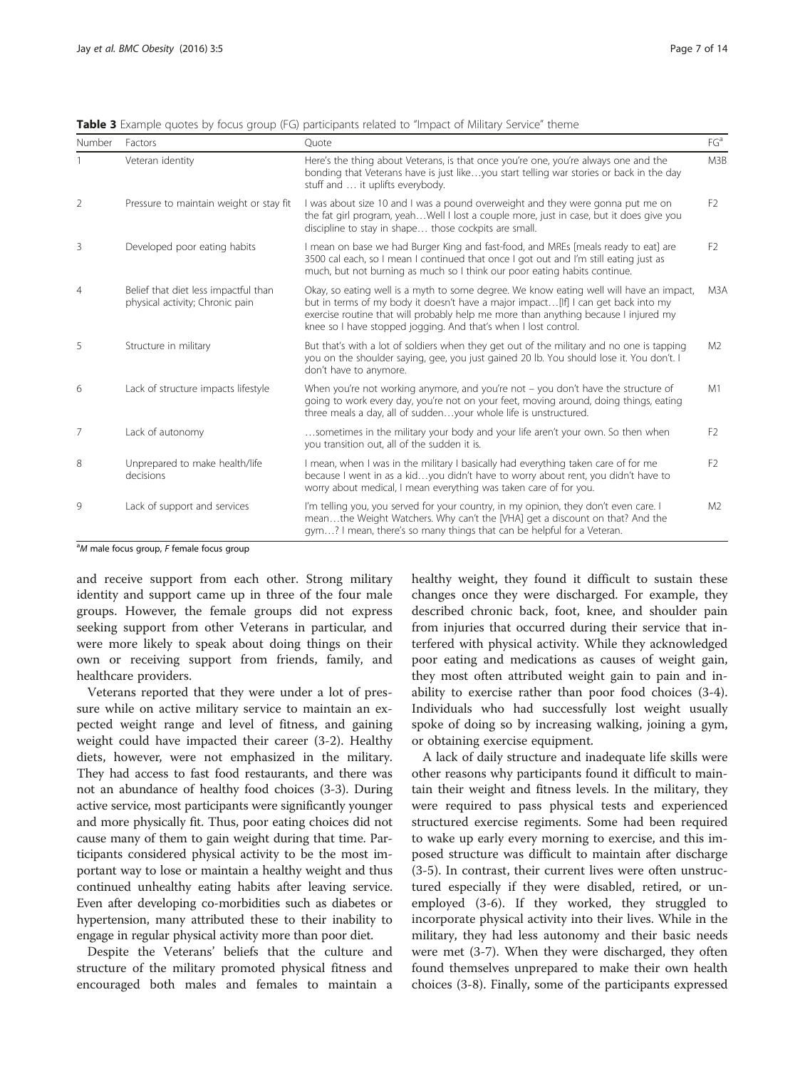**Table 3** Example quotes by focus group (FG) participants related to "Impact of Military Service" theme

| Number | Factors | Quote | FG[a] |
|---|---|---|---|
| 1 | Veteran identity | Here's the thing about Veterans, is that once you're one, you're always one and the bonding that Veterans have is just like…you start telling war stories or back in the day stuff and … it uplifts everybody. | M3B |
| 2 | Pressure to maintain weight or stay fit | I was about size 10 and I was a pound overweight and they were gonna put me on the fat girl program, yeah…Well I lost a couple more, just in case, but it does give you discipline to stay in shape… those cockpits are small. | F2 |
| 3 | Developed poor eating habits | I mean on base we had Burger King and fast-food, and MREs [meals ready to eat] are 3500 cal each, so I mean I continued that once I got out and I'm still eating just as much, but not burning as much so I think our poor eating habits continue. | F2 |
| 4 | Belief that diet less impactful than physical activity; Chronic pain | Okay, so eating well is a myth to some degree. We know eating well will have an impact, but in terms of my body it doesn't have a major impact…[If] I can get back into my exercise routine that will probably help me more than anything because I injured my knee so I have stopped jogging. And that's when I lost control. | M3A |
| 5 | Structure in military | But that's with a lot of soldiers when they get out of the military and no one is tapping you on the shoulder saying, gee, you just gained 20 lb. You should lose it. You don't. I don't have to anymore. | M2 |
| 6 | Lack of structure impacts lifestyle | When you're not working anymore, and you're not – you don't have the structure of going to work every day, you're not on your feet, moving around, doing things, eating three meals a day, all of sudden…your whole life is unstructured. | M1 |
| 7 | Lack of autonomy | …sometimes in the military your body and your life aren't your own. So then when you transition out, all of the sudden it is. | F2 |
| 8 | Unprepared to make health/life decisions | I mean, when I was in the military I basically had everything taken care of for me because I went in as a kid…you didn't have to worry about rent, you didn't have to worry about medical, I mean everything was taken care of for you. | F2 |
| 9 | Lack of support and services | I'm telling you, you served for your country, in my opinion, they don't even care. I mean…the Weight Watchers. Why can't the [VHA] get a discount on that? And the gym…? I mean, there's so many things that can be helpful for a Veteran. | M2 |

[a]*M* male focus group, *F* female focus group

and receive support from each other. Strong military identity and support came up in three of the four male groups. However, the female groups did not express seeking support from other Veterans in particular, and were more likely to speak about doing things on their own or receiving support from friends, family, and healthcare providers.

Veterans reported that they were under a lot of pressure while on active military service to maintain an expected weight range and level of fitness, and gaining weight could have impacted their career (3-2). Healthy diets, however, were not emphasized in the military. They had access to fast food restaurants, and there was not an abundance of healthy food choices (3-3). During active service, most participants were significantly younger and more physically fit. Thus, poor eating choices did not cause many of them to gain weight during that time. Participants considered physical activity to be the most important way to lose or maintain a healthy weight and thus continued unhealthy eating habits after leaving service. Even after developing co-morbidities such as diabetes or hypertension, many attributed these to their inability to engage in regular physical activity more than poor diet.

Despite the Veterans' beliefs that the culture and structure of the military promoted physical fitness and encouraged both males and females to maintain a healthy weight, they found it difficult to sustain these changes once they were discharged. For example, they described chronic back, foot, knee, and shoulder pain from injuries that occurred during their service that interfered with physical activity. While they acknowledged poor eating and medications as causes of weight gain, they most often attributed weight gain to pain and inability to exercise rather than poor food choices (3-4). Individuals who had successfully lost weight usually spoke of doing so by increasing walking, joining a gym, or obtaining exercise equipment.

A lack of daily structure and inadequate life skills were other reasons why participants found it difficult to maintain their weight and fitness levels. In the military, they were required to pass physical tests and experienced structured exercise regiments. Some had been required to wake up early every morning to exercise, and this imposed structure was difficult to maintain after discharge (3-5). In contrast, their current lives were often unstructured especially if they were disabled, retired, or unemployed (3-6). If they worked, they struggled to incorporate physical activity into their lives. While in the military, they had less autonomy and their basic needs were met (3-7). When they were discharged, they often found themselves unprepared to make their own health choices (3-8). Finally, some of the participants expressed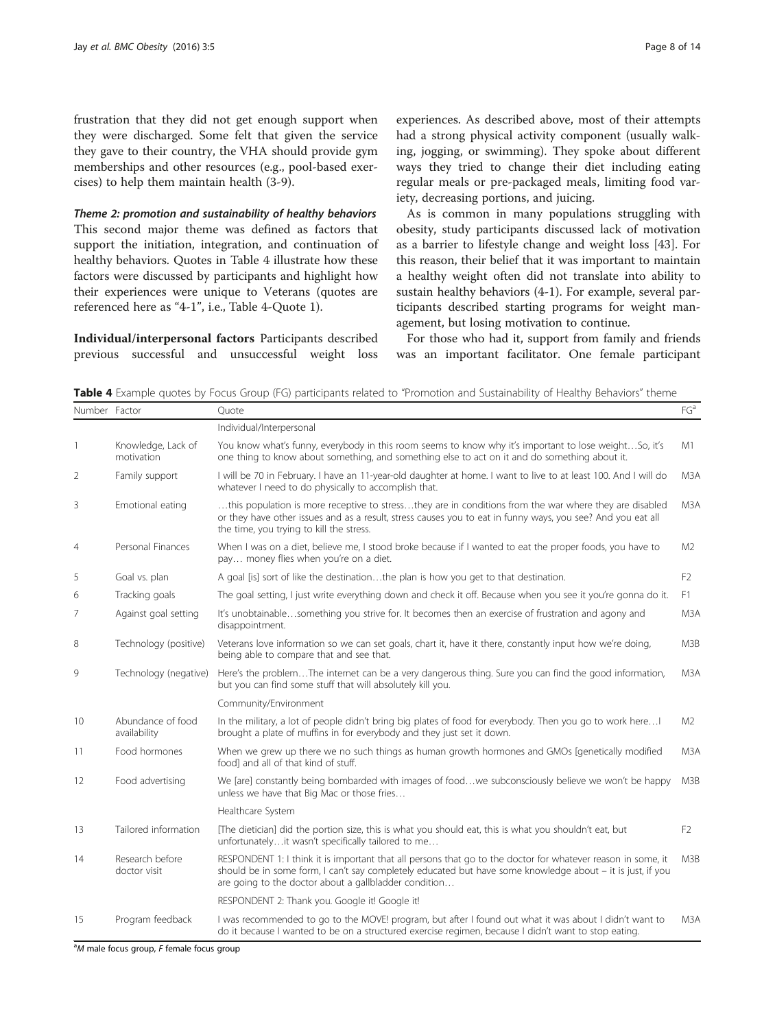frustration that they did not get enough support when they were discharged. Some felt that given the service they gave to their country, the VHA should provide gym memberships and other resources (e.g., pool-based exercises) to help them maintain health (3-9).

### *Theme 2: promotion and sustainability of healthy behaviors*

This second major theme was defined as factors that support the initiation, integration, and continuation of healthy behaviors. Quotes in Table 4 illustrate how these factors were discussed by participants and highlight how their experiences were unique to Veterans (quotes are referenced here as "4-1", i.e., Table 4-Quote 1).

**Individual/interpersonal factors** Participants described previous successful and unsuccessful weight loss experiences. As described above, most of their attempts had a strong physical activity component (usually walking, jogging, or swimming). They spoke about different ways they tried to change their diet including eating regular meals or pre-packaged meals, limiting food variety, decreasing portions, and juicing.

As is common in many populations struggling with obesity, study participants discussed lack of motivation as a barrier to lifestyle change and weight loss [43]. For this reason, their belief that it was important to maintain a healthy weight often did not translate into ability to sustain healthy behaviors (4-1). For example, several participants described starting programs for weight management, but losing motivation to continue.

For those who had it, support from family and friends was an important facilitator. One female participant

**Table 4** Example quotes by Focus Group (FG) participants related to "Promotion and Sustainability of Healthy Behaviors" theme

| Number | Factor | Quote | FG[a] |
|---|---|---|---|
| | | Individual/Interpersonal | |
| 1 | Knowledge, Lack of motivation | You know what's funny, everybody in this room seems to know why it's important to lose weight…So, it's one thing to know about something, and something else to act on it and do something about it. | M1 |
| 2 | Family support | I will be 70 in February. I have an 11-year-old daughter at home. I want to live to at least 100. And I will do whatever I need to do physically to accomplish that. | M3A |
| 3 | Emotional eating | …this population is more receptive to stress…they are in conditions from the war where they are disabled or they have other issues and as a result, stress causes you to eat in funny ways, you see? And you eat all the time, you trying to kill the stress. | M3A |
| 4 | Personal Finances | When I was on a diet, believe me, I stood broke because if I wanted to eat the proper foods, you have to pay… money flies when you're on a diet. | M2 |
| 5 | Goal vs. plan | A goal [is] sort of like the destination…the plan is how you get to that destination. | F2 |
| 6 | Tracking goals | The goal setting, I just write everything down and check it off. Because when you see it you're gonna do it. | F1 |
| 7 | Against goal setting | It's unobtainable…something you strive for. It becomes then an exercise of frustration and agony and disappointment. | M3A |
| 8 | Technology (positive) | Veterans love information so we can set goals, chart it, have it there, constantly input how we're doing, being able to compare that and see that. | M3B |
| 9 | Technology (negative) | Here's the problem…The internet can be a very dangerous thing. Sure you can find the good information, but you can find some stuff that will absolutely kill you. | M3A |
| | | Community/Environment | |
| 10 | Abundance of food availability | In the military, a lot of people didn't bring big plates of food for everybody. Then you go to work here…I brought a plate of muffins in for everybody and they just set it down. | M2 |
| 11 | Food hormones | When we grew up there we no such things as human growth hormones and GMOs [genetically modified food] and all of that kind of stuff. | M3A |
| 12 | Food advertising | We [are] constantly being bombarded with images of food…we subconsciously believe we won't be happy unless we have that Big Mac or those fries… | M3B |
| | | Healthcare System | |
| 13 | Tailored information | [The dietician] did the portion size, this is what you should eat, this is what you shouldn't eat, but unfortunately…it wasn't specifically tailored to me… | F2 |
| 14 | Research before doctor visit | RESPONDENT 1: I think it is important that all persons that go to the doctor for whatever reason in some, it should be in some form, I can't say completely educated but have some knowledge about – it is just, if you are going to the doctor about a gallbladder condition… | M3B |
| | | RESPONDENT 2: Thank you. Google it! Google it! | |
| 15 | Program feedback | I was recommended to go to the MOVE! program, but after I found out what it was about I didn't want to do it because I wanted to be on a structured exercise regimen, because I didn't want to stop eating. | M3A |

[a]*M* male focus group, *F* female focus group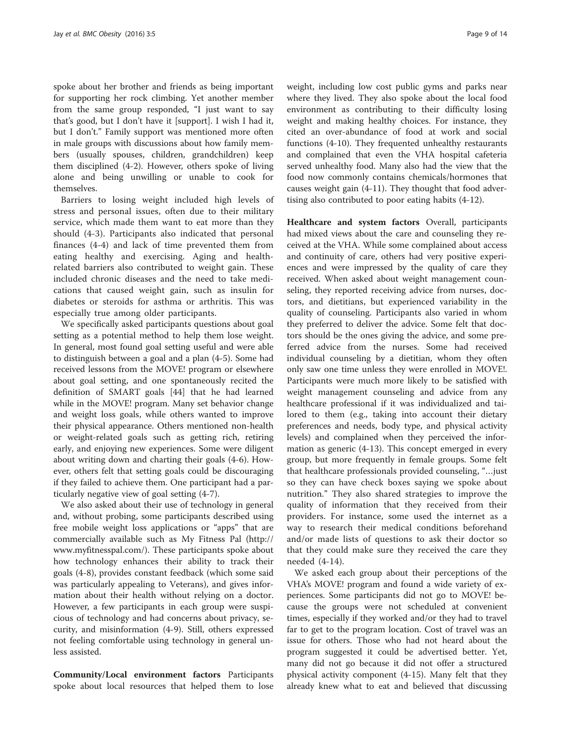spoke about her brother and friends as being important for supporting her rock climbing. Yet another member from the same group responded, "I just want to say that's good, but I don't have it [support]. I wish I had it, but I don't." Family support was mentioned more often in male groups with discussions about how family members (usually spouses, children, grandchildren) keep them disciplined (4-2). However, others spoke of living alone and being unwilling or unable to cook for themselves.

Barriers to losing weight included high levels of stress and personal issues, often due to their military service, which made them want to eat more than they should (4-3). Participants also indicated that personal finances (4-4) and lack of time prevented them from eating healthy and exercising. Aging and health-related barriers also contributed to weight gain. These included chronic diseases and the need to take medications that caused weight gain, such as insulin for diabetes or steroids for asthma or arthritis. This was especially true among older participants.

We specifically asked participants questions about goal setting as a potential method to help them lose weight. In general, most found goal setting useful and were able to distinguish between a goal and a plan (4-5). Some had received lessons from the MOVE! program or elsewhere about goal setting, and one spontaneously recited the definition of SMART goals [44] that he had learned while in the MOVE! program. Many set behavior change and weight loss goals, while others wanted to improve their physical appearance. Others mentioned non-health or weight-related goals such as getting rich, retiring early, and enjoying new experiences. Some were diligent about writing down and charting their goals (4-6). However, others felt that setting goals could be discouraging if they failed to achieve them. One participant had a particularly negative view of goal setting (4-7).

We also asked about their use of technology in general and, without probing, some participants described using free mobile weight loss applications or "apps" that are commercially available such as My Fitness Pal (http://www.myfitnesspal.com/). These participants spoke about how technology enhances their ability to track their goals (4-8), provides constant feedback (which some said was particularly appealing to Veterans), and gives information about their health without relying on a doctor. However, a few participants in each group were suspicious of technology and had concerns about privacy, security, and misinformation (4-9). Still, others expressed not feeling comfortable using technology in general unless assisted.

**Community/Local environment factors** Participants spoke about local resources that helped them to lose weight, including low cost public gyms and parks near where they lived. They also spoke about the local food environment as contributing to their difficulty losing weight and making healthy choices. For instance, they cited an over-abundance of food at work and social functions (4-10). They frequented unhealthy restaurants and complained that even the VHA hospital cafeteria served unhealthy food. Many also had the view that the food now commonly contains chemicals/hormones that causes weight gain (4-11). They thought that food advertising also contributed to poor eating habits (4-12).

**Healthcare and system factors** Overall, participants had mixed views about the care and counseling they received at the VHA. While some complained about access and continuity of care, others had very positive experiences and were impressed by the quality of care they received. When asked about weight management counseling, they reported receiving advice from nurses, doctors, and dietitians, but experienced variability in the quality of counseling. Participants also varied in whom they preferred to deliver the advice. Some felt that doctors should be the ones giving the advice, and some preferred advice from the nurses. Some had received individual counseling by a dietitian, whom they often only saw one time unless they were enrolled in MOVE!. Participants were much more likely to be satisfied with weight management counseling and advice from any healthcare professional if it was individualized and tailored to them (e.g., taking into account their dietary preferences and needs, body type, and physical activity levels) and complained when they perceived the information as generic (4-13). This concept emerged in every group, but more frequently in female groups. Some felt that healthcare professionals provided counseling, "…just so they can have check boxes saying we spoke about nutrition." They also shared strategies to improve the quality of information that they received from their providers. For instance, some used the internet as a way to research their medical conditions beforehand and/or made lists of questions to ask their doctor so that they could make sure they received the care they needed (4-14).

We asked each group about their perceptions of the VHA's MOVE! program and found a wide variety of experiences. Some participants did not go to MOVE! because the groups were not scheduled at convenient times, especially if they worked and/or they had to travel far to get to the program location. Cost of travel was an issue for others. Those who had not heard about the program suggested it could be advertised better. Yet, many did not go because it did not offer a structured physical activity component (4-15). Many felt that they already knew what to eat and believed that discussing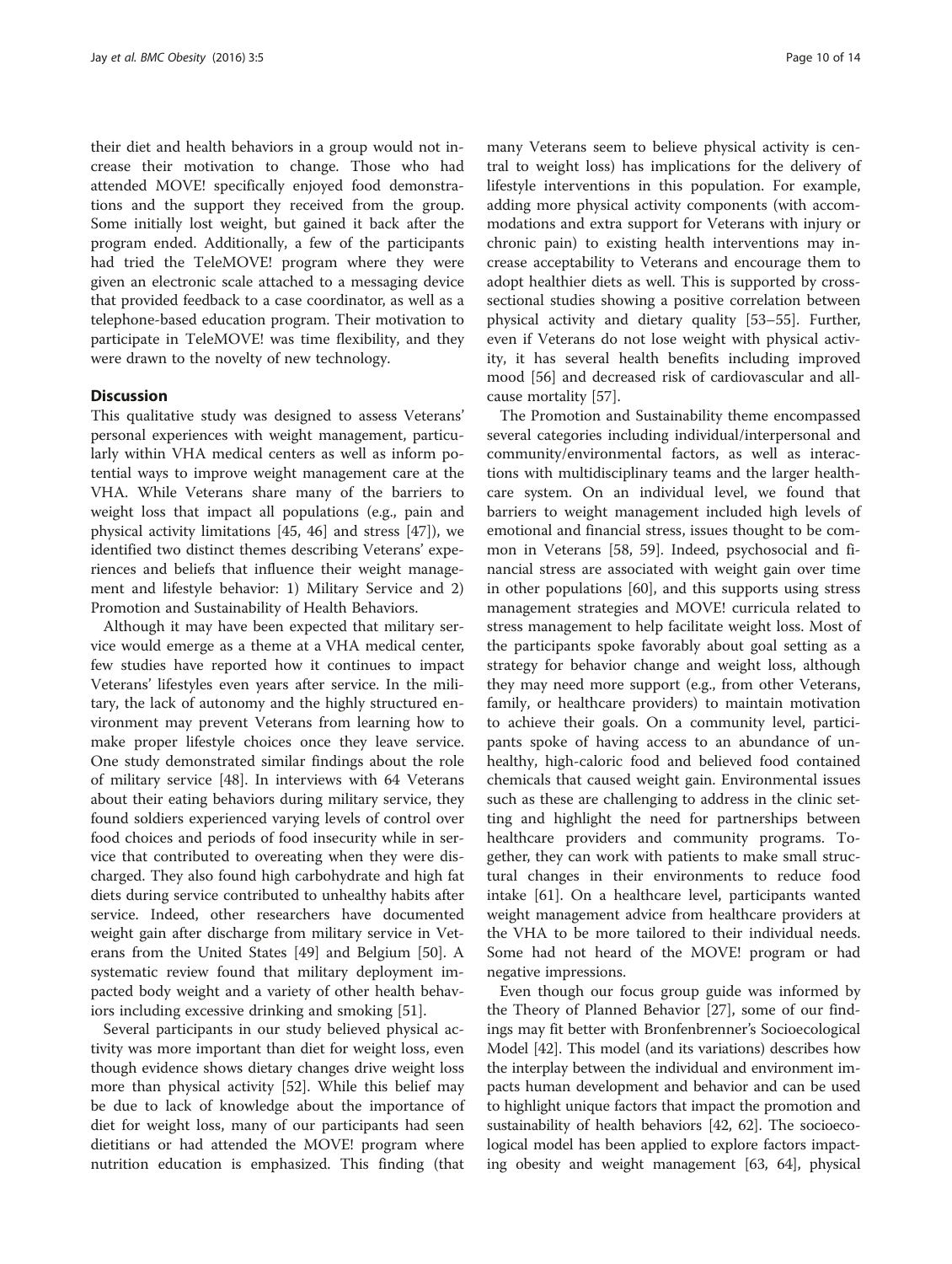their diet and health behaviors in a group would not increase their motivation to change. Those who had attended MOVE! specifically enjoyed food demonstrations and the support they received from the group. Some initially lost weight, but gained it back after the program ended. Additionally, a few of the participants had tried the TeleMOVE! program where they were given an electronic scale attached to a messaging device that provided feedback to a case coordinator, as well as a telephone-based education program. Their motivation to participate in TeleMOVE! was time flexibility, and they were drawn to the novelty of new technology.

## Discussion

This qualitative study was designed to assess Veterans' personal experiences with weight management, particularly within VHA medical centers as well as inform potential ways to improve weight management care at the VHA. While Veterans share many of the barriers to weight loss that impact all populations (e.g., pain and physical activity limitations [45, 46] and stress [47]), we identified two distinct themes describing Veterans' experiences and beliefs that influence their weight management and lifestyle behavior: 1) Military Service and 2) Promotion and Sustainability of Health Behaviors.

Although it may have been expected that military service would emerge as a theme at a VHA medical center, few studies have reported how it continues to impact Veterans' lifestyles even years after service. In the military, the lack of autonomy and the highly structured environment may prevent Veterans from learning how to make proper lifestyle choices once they leave service. One study demonstrated similar findings about the role of military service [48]. In interviews with 64 Veterans about their eating behaviors during military service, they found soldiers experienced varying levels of control over food choices and periods of food insecurity while in service that contributed to overeating when they were discharged. They also found high carbohydrate and high fat diets during service contributed to unhealthy habits after service. Indeed, other researchers have documented weight gain after discharge from military service in Veterans from the United States [49] and Belgium [50]. A systematic review found that military deployment impacted body weight and a variety of other health behaviors including excessive drinking and smoking [51].

Several participants in our study believed physical activity was more important than diet for weight loss, even though evidence shows dietary changes drive weight loss more than physical activity [52]. While this belief may be due to lack of knowledge about the importance of diet for weight loss, many of our participants had seen dietitians or had attended the MOVE! program where nutrition education is emphasized. This finding (that many Veterans seem to believe physical activity is central to weight loss) has implications for the delivery of lifestyle interventions in this population. For example, adding more physical activity components (with accommodations and extra support for Veterans with injury or chronic pain) to existing health interventions may increase acceptability to Veterans and encourage them to adopt healthier diets as well. This is supported by cross-sectional studies showing a positive correlation between physical activity and dietary quality [53–55]. Further, even if Veterans do not lose weight with physical activity, it has several health benefits including improved mood [56] and decreased risk of cardiovascular and all-cause mortality [57].

The Promotion and Sustainability theme encompassed several categories including individual/interpersonal and community/environmental factors, as well as interactions with multidisciplinary teams and the larger healthcare system. On an individual level, we found that barriers to weight management included high levels of emotional and financial stress, issues thought to be common in Veterans [58, 59]. Indeed, psychosocial and financial stress are associated with weight gain over time in other populations [60], and this supports using stress management strategies and MOVE! curricula related to stress management to help facilitate weight loss. Most of the participants spoke favorably about goal setting as a strategy for behavior change and weight loss, although they may need more support (e.g., from other Veterans, family, or healthcare providers) to maintain motivation to achieve their goals. On a community level, participants spoke of having access to an abundance of unhealthy, high-caloric food and believed food contained chemicals that caused weight gain. Environmental issues such as these are challenging to address in the clinic setting and highlight the need for partnerships between healthcare providers and community programs. Together, they can work with patients to make small structural changes in their environments to reduce food intake [61]. On a healthcare level, participants wanted weight management advice from healthcare providers at the VHA to be more tailored to their individual needs. Some had not heard of the MOVE! program or had negative impressions.

Even though our focus group guide was informed by the Theory of Planned Behavior [27], some of our findings may fit better with Bronfenbrenner's Socioecological Model [42]. This model (and its variations) describes how the interplay between the individual and environment impacts human development and behavior and can be used to highlight unique factors that impact the promotion and sustainability of health behaviors [42, 62]. The socioecological model has been applied to explore factors impacting obesity and weight management [63, 64], physical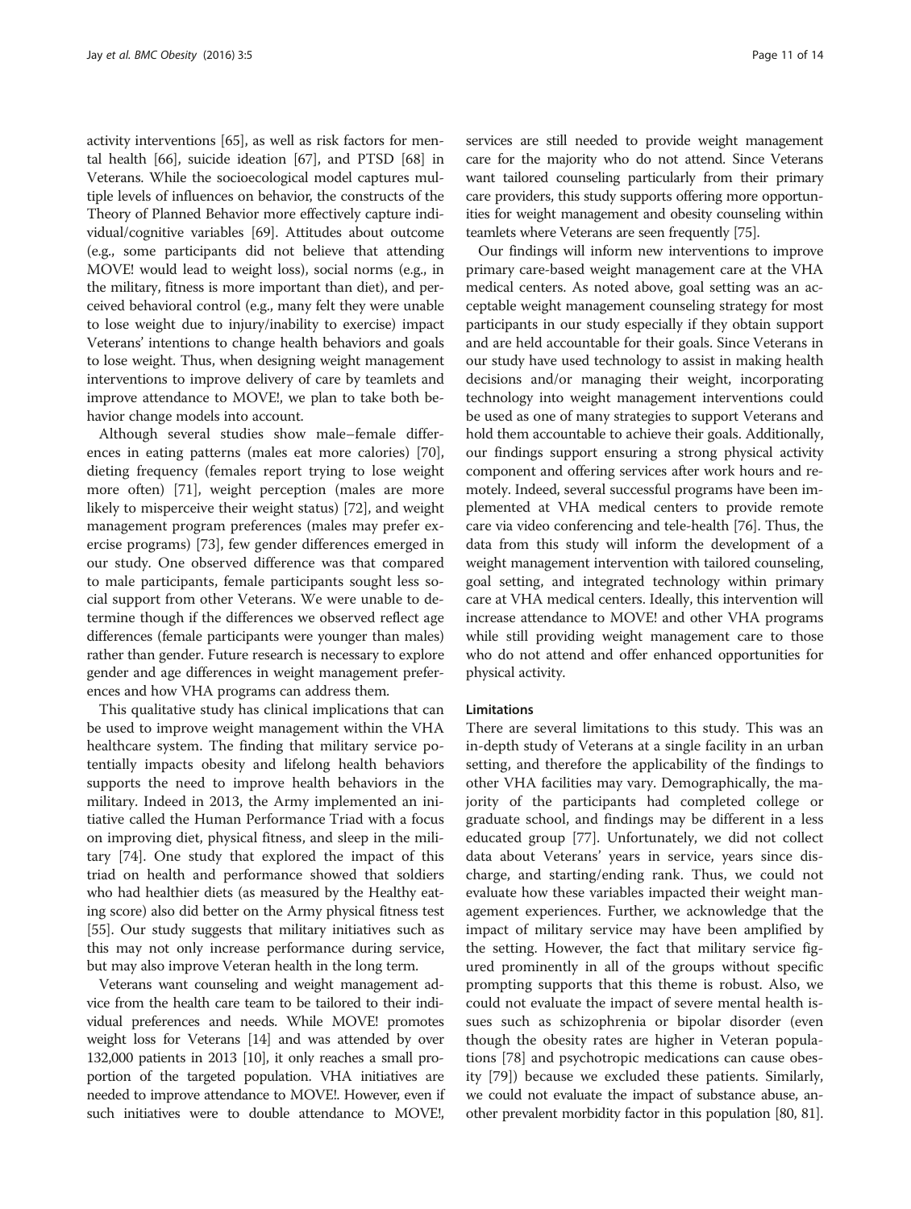activity interventions [65], as well as risk factors for mental health [66], suicide ideation [67], and PTSD [68] in Veterans. While the socioecological model captures multiple levels of influences on behavior, the constructs of the Theory of Planned Behavior more effectively capture individual/cognitive variables [69]. Attitudes about outcome (e.g., some participants did not believe that attending MOVE! would lead to weight loss), social norms (e.g., in the military, fitness is more important than diet), and perceived behavioral control (e.g., many felt they were unable to lose weight due to injury/inability to exercise) impact Veterans' intentions to change health behaviors and goals to lose weight. Thus, when designing weight management interventions to improve delivery of care by teamlets and improve attendance to MOVE!, we plan to take both behavior change models into account.

Although several studies show male–female differences in eating patterns (males eat more calories) [70], dieting frequency (females report trying to lose weight more often) [71], weight perception (males are more likely to misperceive their weight status) [72], and weight management program preferences (males may prefer exercise programs) [73], few gender differences emerged in our study. One observed difference was that compared to male participants, female participants sought less social support from other Veterans. We were unable to determine though if the differences we observed reflect age differences (female participants were younger than males) rather than gender. Future research is necessary to explore gender and age differences in weight management preferences and how VHA programs can address them.

This qualitative study has clinical implications that can be used to improve weight management within the VHA healthcare system. The finding that military service potentially impacts obesity and lifelong health behaviors supports the need to improve health behaviors in the military. Indeed in 2013, the Army implemented an initiative called the Human Performance Triad with a focus on improving diet, physical fitness, and sleep in the military [74]. One study that explored the impact of this triad on health and performance showed that soldiers who had healthier diets (as measured by the Healthy eating score) also did better on the Army physical fitness test [55]. Our study suggests that military initiatives such as this may not only increase performance during service, but may also improve Veteran health in the long term.

Veterans want counseling and weight management advice from the health care team to be tailored to their individual preferences and needs. While MOVE! promotes weight loss for Veterans [14] and was attended by over 132,000 patients in 2013 [10], it only reaches a small proportion of the targeted population. VHA initiatives are needed to improve attendance to MOVE!. However, even if such initiatives were to double attendance to MOVE!, services are still needed to provide weight management care for the majority who do not attend. Since Veterans want tailored counseling particularly from their primary care providers, this study supports offering more opportunities for weight management and obesity counseling within teamlets where Veterans are seen frequently [75].

Our findings will inform new interventions to improve primary care-based weight management care at the VHA medical centers. As noted above, goal setting was an acceptable weight management counseling strategy for most participants in our study especially if they obtain support and are held accountable for their goals. Since Veterans in our study have used technology to assist in making health decisions and/or managing their weight, incorporating technology into weight management interventions could be used as one of many strategies to support Veterans and hold them accountable to achieve their goals. Additionally, our findings support ensuring a strong physical activity component and offering services after work hours and remotely. Indeed, several successful programs have been implemented at VHA medical centers to provide remote care via video conferencing and tele-health [76]. Thus, the data from this study will inform the development of a weight management intervention with tailored counseling, goal setting, and integrated technology within primary care at VHA medical centers. Ideally, this intervention will increase attendance to MOVE! and other VHA programs while still providing weight management care to those who do not attend and offer enhanced opportunities for physical activity.

#### Limitations

There are several limitations to this study. This was an in-depth study of Veterans at a single facility in an urban setting, and therefore the applicability of the findings to other VHA facilities may vary. Demographically, the majority of the participants had completed college or graduate school, and findings may be different in a less educated group [77]. Unfortunately, we did not collect data about Veterans' years in service, years since discharge, and starting/ending rank. Thus, we could not evaluate how these variables impacted their weight management experiences. Further, we acknowledge that the impact of military service may have been amplified by the setting. However, the fact that military service figured prominently in all of the groups without specific prompting supports that this theme is robust. Also, we could not evaluate the impact of severe mental health issues such as schizophrenia or bipolar disorder (even though the obesity rates are higher in Veteran populations [78] and psychotropic medications can cause obesity [79]) because we excluded these patients. Similarly, we could not evaluate the impact of substance abuse, another prevalent morbidity factor in this population [80, 81].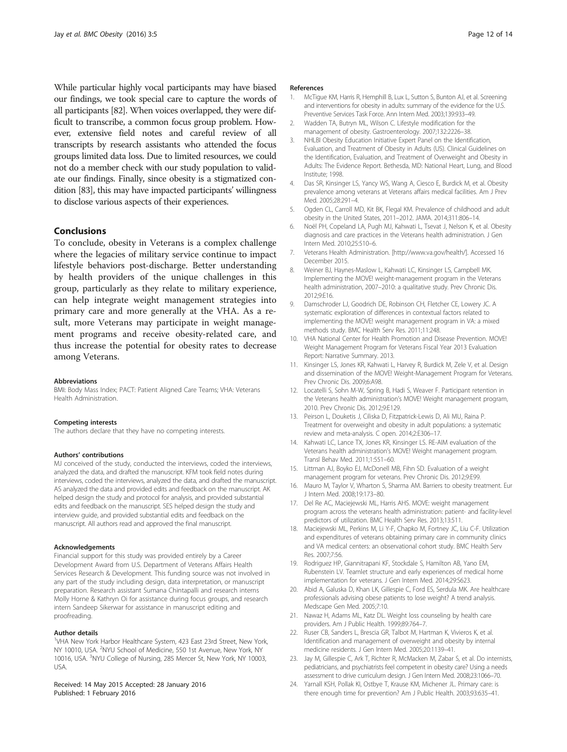While particular highly vocal participants may have biased our findings, we took special care to capture the words of all participants [82]. When voices overlapped, they were difficult to transcribe, a common focus group problem. However, extensive field notes and careful review of all transcripts by research assistants who attended the focus groups limited data loss. Due to limited resources, we could not do a member check with our study population to validate our findings. Finally, since obesity is a stigmatized condition [83], this may have impacted participants' willingness to disclose various aspects of their experiences.

## Conclusions

To conclude, obesity in Veterans is a complex challenge where the legacies of military service continue to impact lifestyle behaviors post-discharge. Better understanding by health providers of the unique challenges in this group, particularly as they relate to military experience, can help integrate weight management strategies into primary care and more generally at the VHA. As a result, more Veterans may participate in weight management programs and receive obesity-related care, and thus increase the potential for obesity rates to decrease among Veterans.

#### Abbreviations

BMI: Body Mass Index; PACT: Patient Aligned Care Teams; VHA: Veterans Health Administration.

#### Competing interests

The authors declare that they have no competing interests.

#### Authors' contributions

MJ conceived of the study, conducted the interviews, coded the interviews, analyzed the data, and drafted the manuscript. KFM took field notes during interviews, coded the interviews, analyzed the data, and drafted the manuscript. AS analyzed the data and provided edits and feedback on the manuscript. AK helped design the study and protocol for analysis, and provided substantial edits and feedback on the manuscript. SES helped design the study and interview guide, and provided substantial edits and feedback on the manuscript. All authors read and approved the final manuscript.

#### Acknowledgements

Financial support for this study was provided entirely by a Career Development Award from U.S. Department of Veterans Affairs Health Services Research & Development. This funding source was not involved in any part of the study including design, data interpretation, or manuscript preparation. Research assistant Sumana Chintapalli and research interns Molly Horne & Kathryn Oi for assistance during focus groups, and research intern Sandeep Sikerwar for assistance in manuscript editing and proofreading.

#### Author details

[1]VHA New York Harbor Healthcare System, 423 East 23rd Street, New York, NY 10010, USA. [2]NYU School of Medicine, 550 1st Avenue, New York, NY 10016, USA. [3]NYU College of Nursing, 285 Mercer St, New York, NY 10003, USA.

Received: 14 May 2015 Accepted: 28 January 2016
Published: 1 February 2016

#### References

1. McTigue KM, Harris R, Hemphill B, Lux L, Sutton S, Bunton AJ, et al. Screening and interventions for obesity in adults: summary of the evidence for the U.S. Preventive Services Task Force. Ann Intern Med. 2003;139:933–49.
2. Wadden TA, Butryn ML, Wilson C. Lifestyle modification for the management of obesity. Gastroenterology. 2007;132:2226–38.
3. NHLBI Obesity Education Initiative Expert Panel on the Identification, Evaluation, and Treatment of Obesity in Adults (US). Clinical Guidelines on the Identification, Evaluation, and Treatment of Overweight and Obesity in Adults: The Evidence Report. Bethesda, MD: National Heart, Lung, and Blood Institute; 1998.
4. Das SR, Kinsinger LS, Yancy WS, Wang A, Ciesco E, Burdick M, et al. Obesity prevalence among veterans at Veterans affairs medical facilities. Am J Prev Med. 2005;28:291–4.
5. Ogden CL, Carroll MD, Kit BK, Flegal KM. Prevalence of childhood and adult obesity in the United States, 2011–2012. JAMA. 2014;311:806–14.
6. Noël PH, Copeland LA, Pugh MJ, Kahwati L, Tsevat J, Nelson K, et al. Obesity diagnosis and care practices in the Veterans health administration. J Gen Intern Med. 2010;25:510–6.
7. Veterans Health Administration. [http://www.va.gov/health/]. Accessed 16 December 2015.
8. Weiner BJ, Haynes-Maslow L, Kahwati LC, Kinsinger LS, Campbell MK. Implementing the MOVE! weight-management program in the Veterans health administration, 2007–2010: a qualitative study. Prev Chronic Dis. 2012;9:E16.
9. Damschroder LJ, Goodrich DE, Robinson CH, Fletcher CE, Lowery JC. A systematic exploration of differences in contextual factors related to implementing the MOVE! weight management program in VA: a mixed methods study. BMC Health Serv Res. 2011;11:248.
10. VHA National Center for Health Promotion and Disease Prevention. MOVE! Weight Management Program for Veterans Fiscal Year 2013 Evaluation Report: Narrative Summary. 2013.
11. Kinsinger LS, Jones KR, Kahwati L, Harvey R, Burdick M, Zele V, et al. Design and dissemination of the MOVE! Weight-Management Program for Veterans. Prev Chronic Dis. 2009;6:A98.
12. Locatelli S, Sohn M-W, Spring B, Hadi S, Weaver F. Participant retention in the Veterans health administration's MOVE! Weight management program, 2010. Prev Chronic Dis. 2012;9:E129.
13. Peirson L, Douketis J, Ciliska D, Fitzpatrick-Lewis D, Ali MU, Raina P. Treatment for overweight and obesity in adult populations: a systematic review and meta-analysis. C open. 2014;2:E306–17.
14. Kahwati LC, Lance TX, Jones KR, Kinsinger LS. RE-AIM evaluation of the Veterans health administration's MOVE! Weight management program. Transl Behav Med. 2011;1:551–60.
15. Littman AJ, Boyko EJ, McDonell MB, Fihn SD. Evaluation of a weight management program for veterans. Prev Chronic Dis. 2012;9:E99.
16. Mauro M, Taylor V, Wharton S, Sharma AM. Barriers to obesity treatment. Eur J Intern Med. 2008;19:173–80.
17. Del Re AC, Maciejewski ML, Harris AHS. MOVE: weight management program across the veterans health administration: patient- and facility-level predictors of utilization. BMC Health Serv Res. 2013;13:511.
18. Maciejewski ML, Perkins M, Li Y-F, Chapko M, Fortney JC, Liu C-F. Utilization and expenditures of veterans obtaining primary care in community clinics and VA medical centers: an observational cohort study. BMC Health Serv Res. 2007;7:56.
19. Rodriguez HP, Giannitrapani KF, Stockdale S, Hamilton AB, Yano EM, Rubenstein LV. Teamlet structure and early experiences of medical home implementation for veterans. J Gen Intern Med. 2014;29:S623.
20. Abid A, Galuska D, Khan LK, Gillespie C, Ford ES, Serdula MK. Are healthcare professionals advising obese patients to lose weight? A trend analysis. Medscape Gen Med. 2005;7:10.
21. Nawaz H, Adams ML, Katz DL. Weight loss counseling by health care providers. Am J Public Health. 1999;89:764–7.
22. Ruser CB, Sanders L, Brescia GR, Talbot M, Hartman K, Vivieros K, et al. Identification and management of overweight and obesity by internal medicine residents. J Gen Intern Med. 2005;20:1139–41.
23. Jay M, Gillespie C, Ark T, Richter R, McMacken M, Zabar S, et al. Do internists, pediatricians, and psychiatrists feel competent in obesity care? Using a needs assessment to drive curriculum design. J Gen Intern Med. 2008;23:1066–70.
24. Yarnall KSH, Pollak KI, Ostbye T, Krause KM, Michener JL. Primary care: is there enough time for prevention? Am J Public Health. 2003;93:635–41.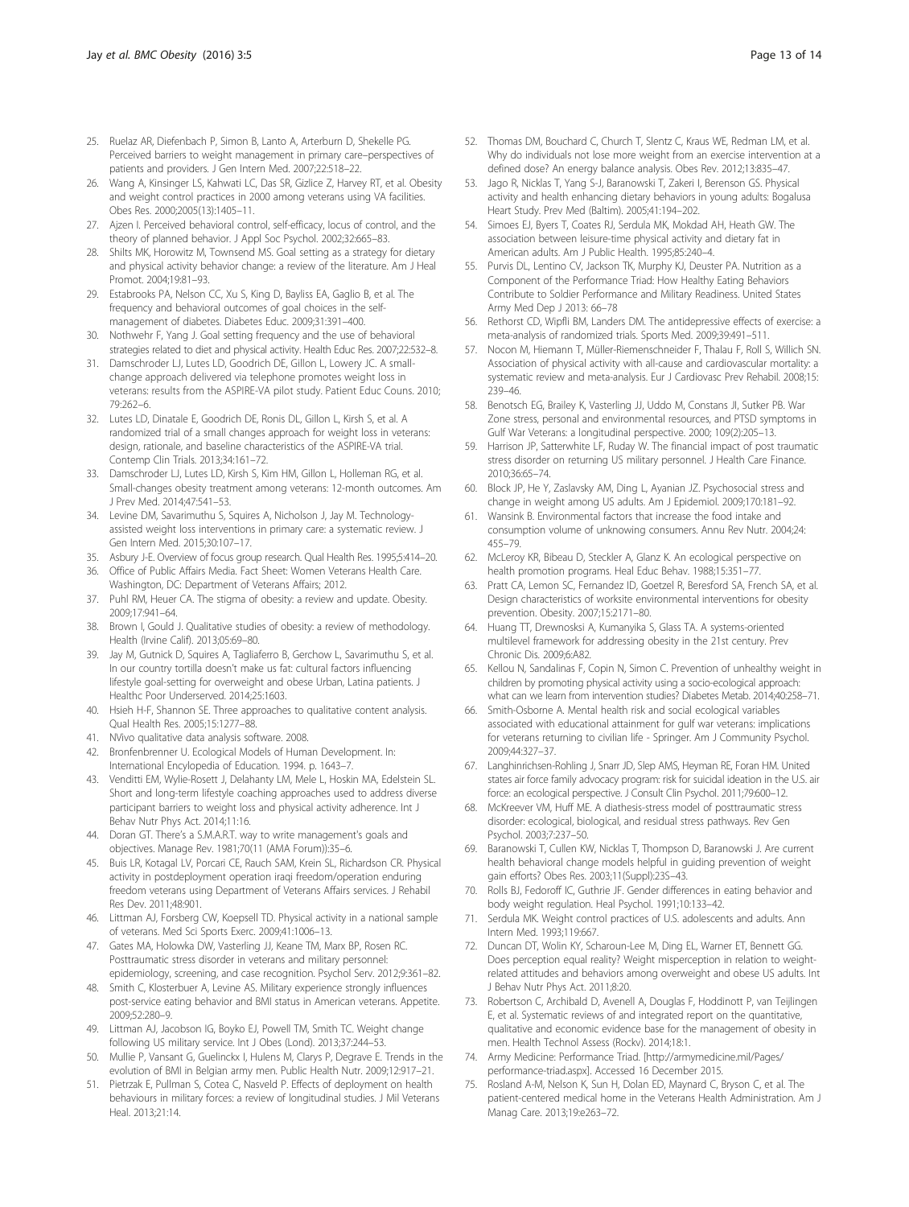25. Ruelaz AR, Diefenbach P, Simon B, Lanto A, Arterburn D, Shekelle PG. Perceived barriers to weight management in primary care–perspectives of patients and providers. J Gen Intern Med. 2007;22:518–22.
26. Wang A, Kinsinger LS, Kahwati LC, Das SR, Gizlice Z, Harvey RT, et al. Obesity and weight control practices in 2000 among veterans using VA facilities. Obes Res. 2000;2005(13):1405–11.
27. Ajzen I. Perceived behavioral control, self-efficacy, locus of control, and the theory of planned behavior. J Appl Soc Psychol. 2002;32:665–83.
28. Shilts MK, Horowitz M, Townsend MS. Goal setting as a strategy for dietary and physical activity behavior change: a review of the literature. Am J Heal Promot. 2004;19:81–93.
29. Estabrooks PA, Nelson CC, Xu S, King D, Bayliss EA, Gaglio B, et al. The frequency and behavioral outcomes of goal choices in the self-management of diabetes. Diabetes Educ. 2009;31:391–400.
30. Nothwehr F, Yang J. Goal setting frequency and the use of behavioral strategies related to diet and physical activity. Health Educ Res. 2007;22:532–8.
31. Damschroder LJ, Lutes LD, Goodrich DE, Gillon L, Lowery JC. A small-change approach delivered via telephone promotes weight loss in veterans: results from the ASPIRE-VA pilot study. Patient Educ Couns. 2010; 79:262–6.
32. Lutes LD, Dinatale E, Goodrich DE, Ronis DL, Gillon L, Kirsh S, et al. A randomized trial of a small changes approach for weight loss in veterans: design, rationale, and baseline characteristics of the ASPIRE-VA trial. Contemp Clin Trials. 2013;34:161–72.
33. Damschroder LJ, Lutes LD, Kirsh S, Kim HM, Gillon L, Holleman RG, et al. Small-changes obesity treatment among veterans: 12-month outcomes. Am J Prev Med. 2014;47:541–53.
34. Levine DM, Savarimuthu S, Squires A, Nicholson J, Jay M. Technology-assisted weight loss interventions in primary care: a systematic review. J Gen Intern Med. 2015;30:107–17.
35. Asbury J-E. Overview of focus group research. Qual Health Res. 1995;5:414–20.
36. Office of Public Affairs Media. Fact Sheet: Women Veterans Health Care. Washington, DC: Department of Veterans Affairs; 2012.
37. Puhl RM, Heuer CA. The stigma of obesity: a review and update. Obesity. 2009;17:941–64.
38. Brown I, Gould J. Qualitative studies of obesity: a review of methodology. Health (Irvine Calif). 2013;05:69–80.
39. Jay M, Gutnick D, Squires A, Tagliaferro B, Gerchow L, Savarimuthu S, et al. In our country tortilla doesn't make us fat: cultural factors influencing lifestyle goal-setting for overweight and obese Urban, Latina patients. J Healthc Poor Underserved. 2014;25:1603.
40. Hsieh H-F, Shannon SE. Three approaches to qualitative content analysis. Qual Health Res. 2005;15:1277–88.
41. NVivo qualitative data analysis software. 2008.
42. Bronfenbrenner U. Ecological Models of Human Development. In: International Encylopedia of Education. 1994. p. 1643–7.
43. Venditti EM, Wylie-Rosett J, Delahanty LM, Mele L, Hoskin MA, Edelstein SL. Short and long-term lifestyle coaching approaches used to address diverse participant barriers to weight loss and physical activity adherence. Int J Behav Nutr Phys Act. 2014;11:16.
44. Doran GT. There's a S.M.A.R.T. way to write management's goals and objectives. Manage Rev. 1981;70(11 (AMA Forum)):35–6.
45. Buis LR, Kotagal LV, Porcari CE, Rauch SAM, Krein SL, Richardson CR. Physical activity in postdeployment operation iraqi freedom/operation enduring freedom veterans using Department of Veterans Affairs services. J Rehabil Res Dev. 2011;48:901.
46. Littman AJ, Forsberg CW, Koepsell TD. Physical activity in a national sample of veterans. Med Sci Sports Exerc. 2009;41:1006–13.
47. Gates MA, Holowka DW, Vasterling JJ, Keane TM, Marx BP, Rosen RC. Posttraumatic stress disorder in veterans and military personnel: epidemiology, screening, and case recognition. Psychol Serv. 2012;9:361–82.
48. Smith C, Klosterbuer A, Levine AS. Military experience strongly influences post-service eating behavior and BMI status in American veterans. Appetite. 2009;52:280–9.
49. Littman AJ, Jacobson IG, Boyko EJ, Powell TM, Smith TC. Weight change following US military service. Int J Obes (Lond). 2013;37:244–53.
50. Mullie P, Vansant G, Guelinckx I, Hulens M, Clarys P, Degrave E. Trends in the evolution of BMI in Belgian army men. Public Health Nutr. 2009;12:917–21.
51. Pietrzak E, Pullman S, Cotea C, Nasveld P. Effects of deployment on health behaviours in military forces: a review of longitudinal studies. J Mil Veterans Heal. 2013;21:14.
52. Thomas DM, Bouchard C, Church T, Slentz C, Kraus WE, Redman LM, et al. Why do individuals not lose more weight from an exercise intervention at a defined dose? An energy balance analysis. Obes Rev. 2012;13:835–47.
53. Jago R, Nicklas T, Yang S-J, Baranowski T, Zakeri I, Berenson GS. Physical activity and health enhancing dietary behaviors in young adults: Bogalusa Heart Study. Prev Med (Baltim). 2005;41:194–202.
54. Simoes EJ, Byers T, Coates RJ, Serdula MK, Mokdad AH, Heath GW. The association between leisure-time physical activity and dietary fat in American adults. Am J Public Health. 1995;85:240–4.
55. Purvis DL, Lentino CV, Jackson TK, Murphy KJ, Deuster PA. Nutrition as a Component of the Performance Triad: How Healthy Eating Behaviors Contribute to Soldier Performance and Military Readiness. United States Army Med Dep J 2013: 66–78
56. Rethorst CD, Wipfli BM, Landers DM. The antidepressive effects of exercise: a meta-analysis of randomized trials. Sports Med. 2009;39:491–511.
57. Nocon M, Hiemann T, Müller-Riemenschneider F, Thalau F, Roll S, Willich SN. Association of physical activity with all-cause and cardiovascular mortality: a systematic review and meta-analysis. Eur J Cardiovasc Prev Rehabil. 2008;15: 239–46.
58. Benotsch EG, Brailey K, Vasterling JJ, Uddo M, Constans JI, Sutker PB. War Zone stress, personal and environmental resources, and PTSD symptoms in Gulf War Veterans: a longitudinal perspective. 2000; 109(2):205–13.
59. Harrison JP, Satterwhite LF, Ruday W. The financial impact of post traumatic stress disorder on returning US military personnel. J Health Care Finance. 2010;36:65–74.
60. Block JP, He Y, Zaslavsky AM, Ding L, Ayanian JZ. Psychosocial stress and change in weight among US adults. Am J Epidemiol. 2009;170:181–92.
61. Wansink B. Environmental factors that increase the food intake and consumption volume of unknowing consumers. Annu Rev Nutr. 2004;24: 455–79.
62. McLeroy KR, Bibeau D, Steckler A, Glanz K. An ecological perspective on health promotion programs. Heal Educ Behav. 1988;15:351–77.
63. Pratt CA, Lemon SC, Fernandez ID, Goetzel R, Beresford SA, French SA, et al. Design characteristics of worksite environmental interventions for obesity prevention. Obesity. 2007;15:2171–80.
64. Huang TT, Drewnoski A, Kumanyika S, Glass TA. A systems-oriented multilevel framework for addressing obesity in the 21st century. Prev Chronic Dis. 2009;6:A82.
65. Kellou N, Sandalinas F, Copin N, Simon C. Prevention of unhealthy weight in children by promoting physical activity using a socio-ecological approach: what can we learn from intervention studies? Diabetes Metab. 2014;40:258–71.
66. Smith-Osborne A. Mental health risk and social ecological variables associated with educational attainment for gulf war veterans: implications for veterans returning to civilian life - Springer. Am J Community Psychol. 2009;44:327–37.
67. Langhinrichsen-Rohling J, Snarr JD, Slep AMS, Heyman RE, Foran HM. United states air force family advocacy program: risk for suicidal ideation in the U.S. air force: an ecological perspective. J Consult Clin Psychol. 2011;79:600–12.
68. McKreever VM, Huff ME. A diathesis-stress model of posttraumatic stress disorder: ecological, biological, and residual stress pathways. Rev Gen Psychol. 2003;7:237–50.
69. Baranowski T, Cullen KW, Nicklas T, Thompson D, Baranowski J. Are current health behavioral change models helpful in guiding prevention of weight gain efforts? Obes Res. 2003;11(Suppl):23S–43.
70. Rolls BJ, Fedoroff IC, Guthrie JF. Gender differences in eating behavior and body weight regulation. Heal Psychol. 1991;10:133–42.
71. Serdula MK. Weight control practices of U.S. adolescents and adults. Ann Intern Med. 1993;119:667.
72. Duncan DT, Wolin KY, Scharoun-Lee M, Ding EL, Warner ET, Bennett GG. Does perception equal reality? Weight misperception in relation to weight-related attitudes and behaviors among overweight and obese US adults. Int J Behav Nutr Phys Act. 2011;8:20.
73. Robertson C, Archibald D, Avenell A, Douglas F, Hoddinott P, van Teijlingen E, et al. Systematic reviews of and integrated report on the quantitative, qualitative and economic evidence base for the management of obesity in men. Health Technol Assess (Rockv). 2014;18:1.
74. Army Medicine: Performance Triad. [http://armymedicine.mil/Pages/performance-triad.aspx]. Accessed 16 December 2015.
75. Rosland A-M, Nelson K, Sun H, Dolan ED, Maynard C, Bryson C, et al. The patient-centered medical home in the Veterans Health Administration. Am J Manag Care. 2013;19:e263–72.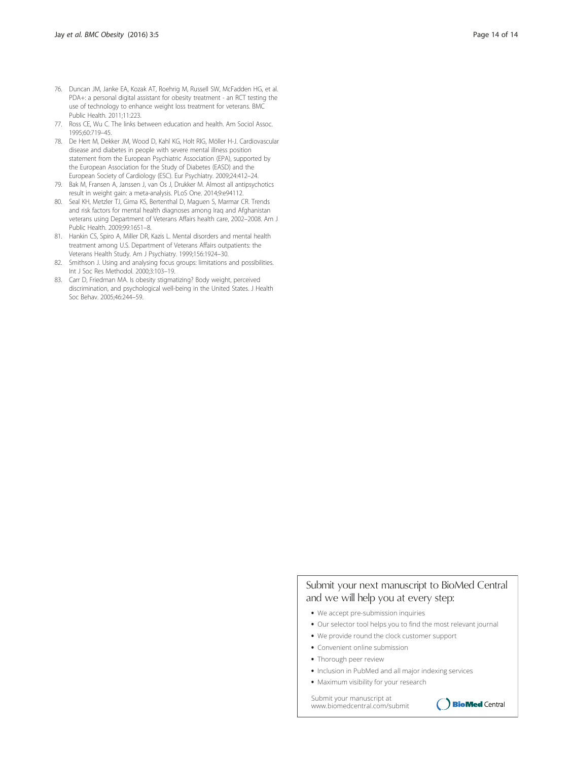76. Duncan JM, Janke EA, Kozak AT, Roehrig M, Russell SW, McFadden HG, et al. PDA+: a personal digital assistant for obesity treatment - an RCT testing the use of technology to enhance weight loss treatment for veterans. BMC Public Health. 2011;11:223.
77. Ross CE, Wu C. The links between education and health. Am Sociol Assoc. 1995;60:719–45.
78. De Hert M, Dekker JM, Wood D, Kahl KG, Holt RIG, Möller H-J. Cardiovascular disease and diabetes in people with severe mental illness position statement from the European Psychiatric Association (EPA), supported by the European Association for the Study of Diabetes (EASD) and the European Society of Cardiology (ESC). Eur Psychiatry. 2009;24:412–24.
79. Bak M, Fransen A, Janssen J, van Os J, Drukker M. Almost all antipsychotics result in weight gain: a meta-analysis. PLoS One. 2014;9:e94112.
80. Seal KH, Metzler TJ, Gima KS, Bertenthal D, Maguen S, Marmar CR. Trends and risk factors for mental health diagnoses among Iraq and Afghanistan veterans using Department of Veterans Affairs health care, 2002–2008. Am J Public Health. 2009;99:1651–8.
81. Hankin CS, Spiro A, Miller DR, Kazis L. Mental disorders and mental health treatment among U.S. Department of Veterans Affairs outpatients: the Veterans Health Study. Am J Psychiatry. 1999;156:1924–30.
82. Smithson J. Using and analysing focus groups: limitations and possibilities. Int J Soc Res Methodol. 2000;3:103–19.
83. Carr D, Friedman MA. Is obesity stigmatizing? Body weight, perceived discrimination, and psychological well-being in the United States. J Health Soc Behav. 2005;46:244–59.

Submit your next manuscript to BioMed Central and we will help you at every step:

- We accept pre-submission inquiries
- Our selector tool helps you to find the most relevant journal
- We provide round the clock customer support
- Convenient online submission
- Thorough peer review
- Inclusion in PubMed and all major indexing services
- Maximum visibility for your research

Submit your manuscript at www.biomedcentral.com/submit

BioMed Central